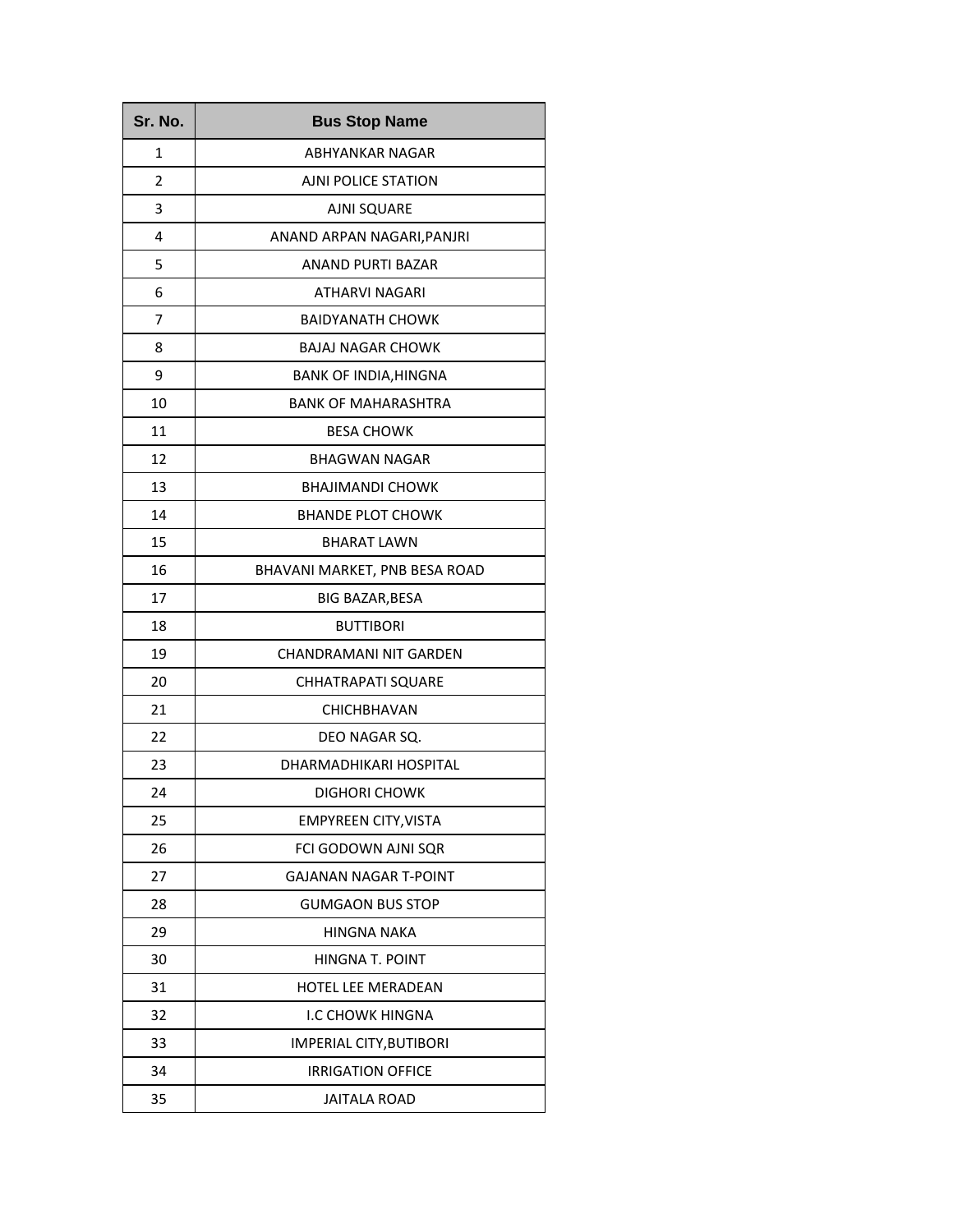| Sr. No. | Bus Stop Name |
|---|---|
| 1 | ABHYANKAR NAGAR |
| 2 | AJNI POLICE STATION |
| 3 | AJNI SQUARE |
| 4 | ANAND ARPAN NAGARI,PANJRI |
| 5 | ANAND PURTI BAZAR |
| 6 | ATHARVI NAGARI |
| 7 | BAIDYANATH CHOWK |
| 8 | BAJAJ NAGAR CHOWK |
| 9 | BANK OF INDIA,HINGNA |
| 10 | BANK OF MAHARASHTRA |
| 11 | BESA CHOWK |
| 12 | BHAGWAN NAGAR |
| 13 | BHAJIMANDI CHOWK |
| 14 | BHANDE PLOT CHOWK |
| 15 | BHARAT LAWN |
| 16 | BHAVANI MARKET, PNB BESA ROAD |
| 17 | BIG BAZAR,BESA |
| 18 | BUTTIBORI |
| 19 | CHANDRAMANI NIT GARDEN |
| 20 | CHHATRAPATI SQUARE |
| 21 | CHICHBHAVAN |
| 22 | DEO NAGAR SQ. |
| 23 | DHARMADHIKARI HOSPITAL |
| 24 | DIGHORI CHOWK |
| 25 | EMPYREEN CITY,VISTA |
| 26 | FCI GODOWN AJNI SQR |
| 27 | GAJANAN NAGAR T-POINT |
| 28 | GUMGAON BUS STOP |
| 29 | HINGNA NAKA |
| 30 | HINGNA T. POINT |
| 31 | HOTEL LEE MERADEAN |
| 32 | I.C CHOWK HINGNA |
| 33 | IMPERIAL CITY,BUTIBORI |
| 34 | IRRIGATION OFFICE |
| 35 | JAITALA ROAD |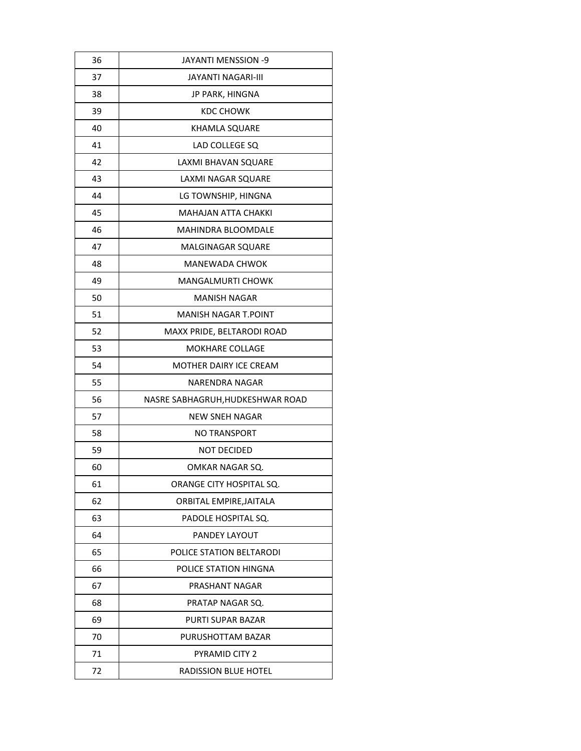| 36 | JAYANTI MENSSION -9 |
|---|---|
| 37 | JAYANTI NAGARI-III |
| 38 | JP PARK, HINGNA |
| 39 | KDC CHOWK |
| 40 | KHAMLA SQUARE |
| 41 | LAD COLLEGE SQ |
| 42 | LAXMI BHAVAN SQUARE |
| 43 | LAXMI NAGAR SQUARE |
| 44 | LG TOWNSHIP, HINGNA |
| 45 | MAHAJAN ATTA CHAKKI |
| 46 | MAHINDRA BLOOMDALE |
| 47 | MALGINAGAR SQUARE |
| 48 | MANEWADA CHWOK |
| 49 | MANGALMURTI CHOWK |
| 50 | MANISH NAGAR |
| 51 | MANISH NAGAR T.POINT |
| 52 | MAXX PRIDE, BELTARODI ROAD |
| 53 | MOKHARE COLLAGE |
| 54 | MOTHER DAIRY ICE CREAM |
| 55 | NARENDRA NAGAR |
| 56 | NASRE SABHAGRUH,HUDKESHWAR ROAD |
| 57 | NEW SNEH NAGAR |
| 58 | NO TRANSPORT |
| 59 | NOT DECIDED |
| 60 | OMKAR NAGAR SQ. |
| 61 | ORANGE CITY HOSPITAL SQ. |
| 62 | ORBITAL EMPIRE,JAITALA |
| 63 | PADOLE HOSPITAL SQ. |
| 64 | PANDEY LAYOUT |
| 65 | POLICE STATION BELTARODI |
| 66 | POLICE STATION HINGNA |
| 67 | PRASHANT NAGAR |
| 68 | PRATAP NAGAR SQ. |
| 69 | PURTI SUPAR BAZAR |
| 70 | PURUSHOTTAM BAZAR |
| 71 | PYRAMID CITY 2 |
| 72 | RADISSION BLUE HOTEL |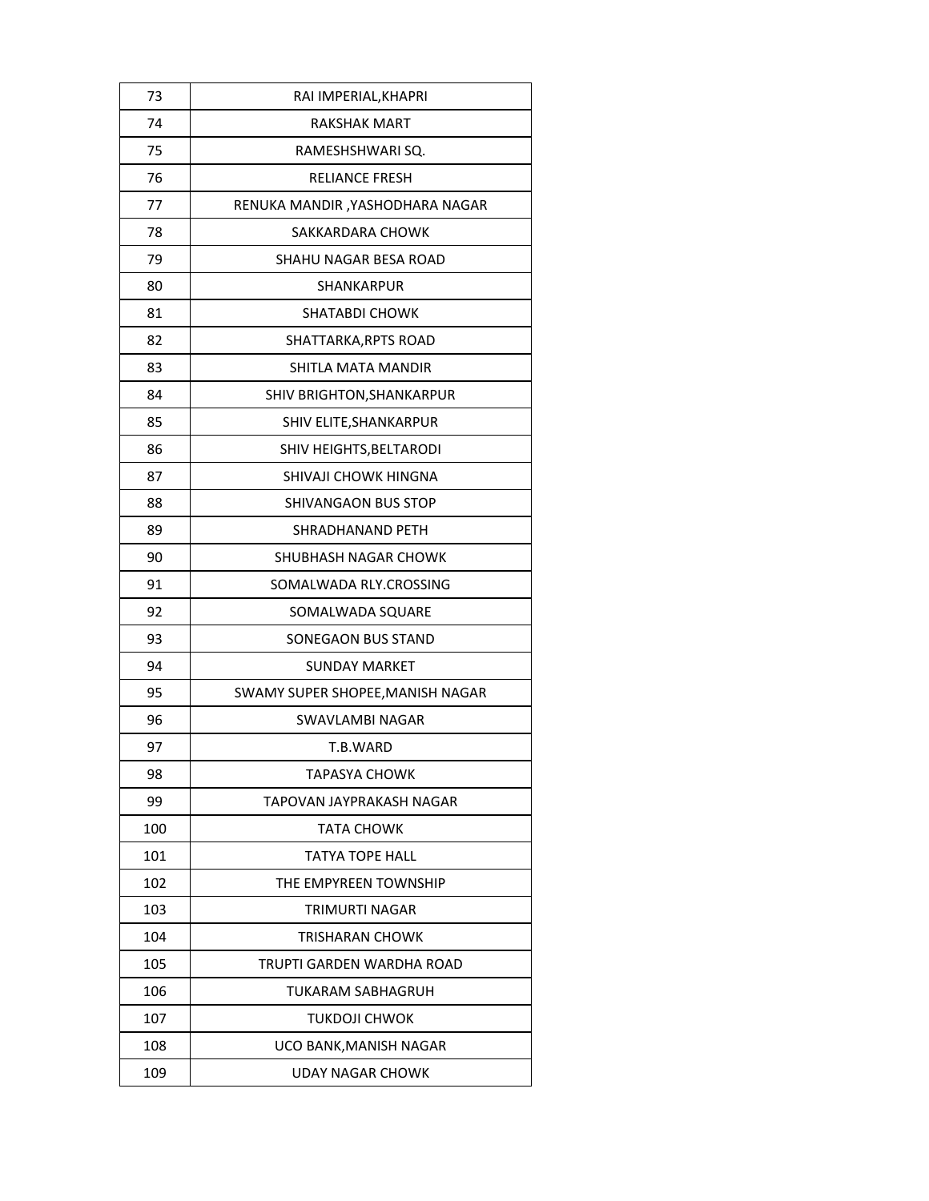| 73 | RAI IMPERIAL,KHAPRI |
|---|---|
| 74 | RAKSHAK MART |
| 75 | RAMESHSHWARI SQ. |
| 76 | RELIANCE FRESH |
| 77 | RENUKA MANDIR ,YASHODHARA NAGAR |
| 78 | SAKKARDARA CHOWK |
| 79 | SHAHU NAGAR BESA ROAD |
| 80 | SHANKARPUR |
| 81 | SHATABDI CHOWK |
| 82 | SHATTARKA,RPTS ROAD |
| 83 | SHITLA MATA MANDIR |
| 84 | SHIV BRIGHTON,SHANKARPUR |
| 85 | SHIV ELITE,SHANKARPUR |
| 86 | SHIV HEIGHTS,BELTARODI |
| 87 | SHIVAJI CHOWK HINGNA |
| 88 | SHIVANGAON BUS STOP |
| 89 | SHRADHANAND PETH |
| 90 | SHUBHASH NAGAR CHOWK |
| 91 | SOMALWADA RLY.CROSSING |
| 92 | SOMALWADA SQUARE |
| 93 | SONEGAON BUS STAND |
| 94 | SUNDAY MARKET |
| 95 | SWAMY SUPER SHOPEE,MANISH NAGAR |
| 96 | SWAVLAMBI NAGAR |
| 97 | T.B.WARD |
| 98 | TAPASYA CHOWK |
| 99 | TAPOVAN JAYPRAKASH NAGAR |
| 100 | TATA CHOWK |
| 101 | TATYA TOPE HALL |
| 102 | THE EMPYREEN TOWNSHIP |
| 103 | TRIMURTI NAGAR |
| 104 | TRISHARAN CHOWK |
| 105 | TRUPTI GARDEN WARDHA ROAD |
| 106 | TUKARAM SABHAGRUH |
| 107 | TUKDOJI CHWOK |
| 108 | UCO BANK,MANISH NAGAR |
| 109 | UDAY NAGAR CHOWK |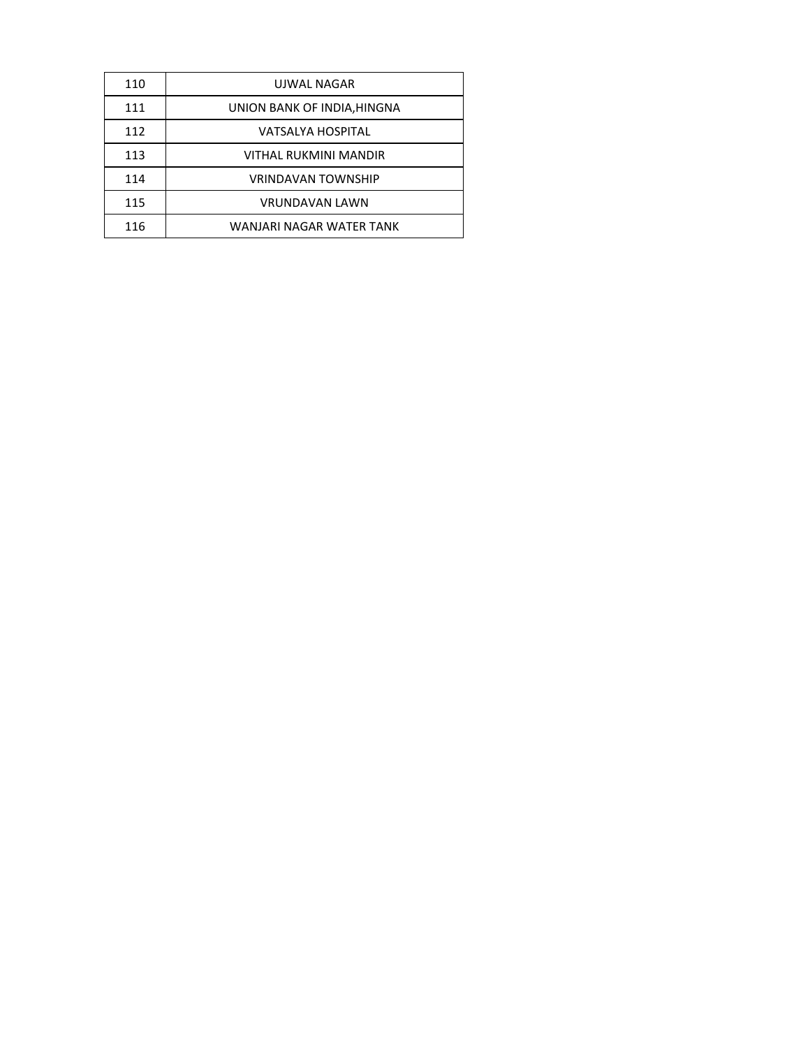| | |
|---|---|
| 110 | UJWAL NAGAR |
| 111 | UNION BANK OF INDIA,HINGNA |
| 112 | VATSALYA HOSPITAL |
| 113 | VITHAL RUKMINI MANDIR |
| 114 | VRINDAVAN TOWNSHIP |
| 115 | VRUNDAVAN LAWN |
| 116 | WANJARI NAGAR WATER TANK |